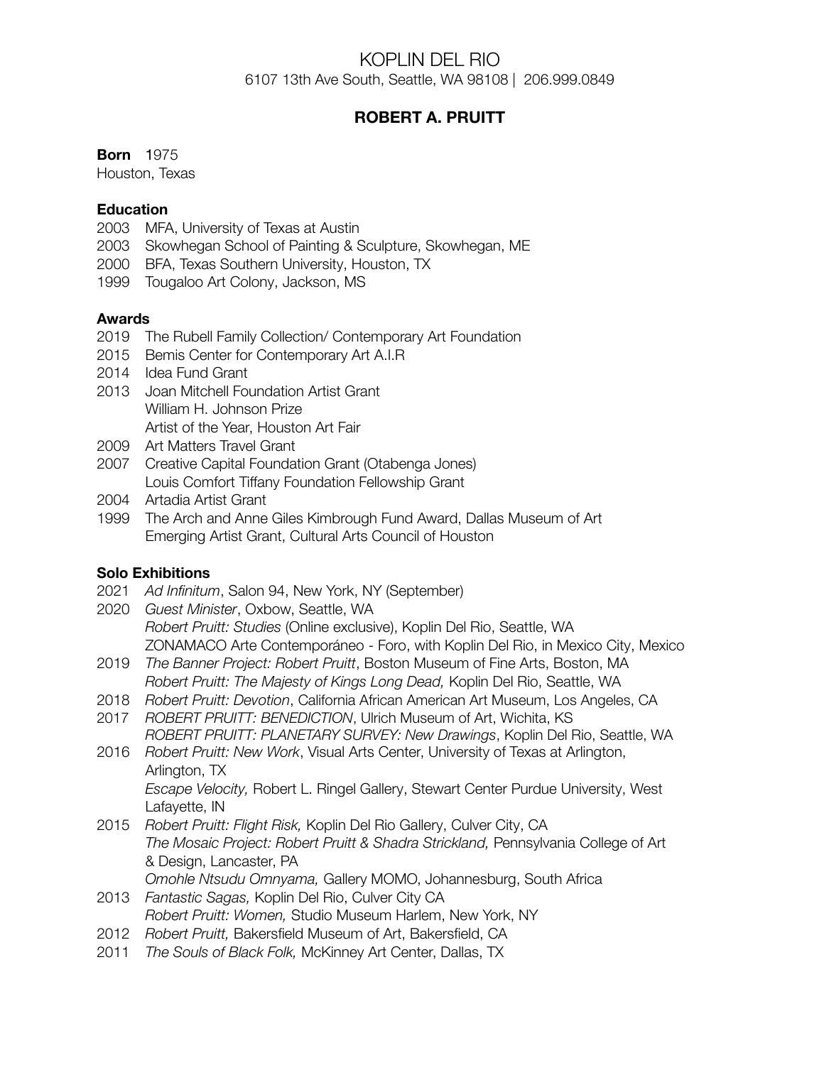# KOPLIN DEL RIO

6107 13th Ave South, Seattle, WA 98108 | 206.999.0849

## ROBERT A. PRUITT

**Born** 1975
Houston, Texas

### Education

2003 MFA, University of Texas at Austin
2003 Skowhegan School of Painting & Sculpture, Skowhegan, ME
2000 BFA, Texas Southern University, Houston, TX
1999 Tougaloo Art Colony, Jackson, MS

### Awards

2019 The Rubell Family Collection/ Contemporary Art Foundation
2015 Bemis Center for Contemporary Art A.I.R
2014 Idea Fund Grant
2013 Joan Mitchell Foundation Artist Grant
William H. Johnson Prize
Artist of the Year, Houston Art Fair
2009 Art Matters Travel Grant
2007 Creative Capital Foundation Grant (Otabenga Jones)
Louis Comfort Tiffany Foundation Fellowship Grant
2004 Artadia Artist Grant
1999 The Arch and Anne Giles Kimbrough Fund Award, Dallas Museum of Art
Emerging Artist Grant, Cultural Arts Council of Houston

### Solo Exhibitions

2021 *Ad Infinitum*, Salon 94, New York, NY (September)
2020 *Guest Minister*, Oxbow, Seattle, WA
*Robert Pruitt: Studies* (Online exclusive), Koplin Del Rio, Seattle, WA
ZONAMACO Arte Contemporáneo - Foro, with Koplin Del Rio, in Mexico City, Mexico
2019 *The Banner Project: Robert Pruitt*, Boston Museum of Fine Arts, Boston, MA
*Robert Pruitt: The Majesty of Kings Long Dead,* Koplin Del Rio, Seattle, WA
2018 *Robert Pruitt: Devotion*, California African American Art Museum, Los Angeles, CA
2017 *ROBERT PRUITT: BENEDICTION*, Ulrich Museum of Art, Wichita, KS
*ROBERT PRUITT: PLANETARY SURVEY: New Drawings*, Koplin Del Rio, Seattle, WA
2016 *Robert Pruitt: New Work*, Visual Arts Center, University of Texas at Arlington, Arlington, TX
*Escape Velocity,* Robert L. Ringel Gallery, Stewart Center Purdue University, West Lafayette, IN
2015 *Robert Pruitt: Flight Risk,* Koplin Del Rio Gallery, Culver City, CA
*The Mosaic Project: Robert Pruitt & Shadra Strickland,* Pennsylvania College of Art & Design, Lancaster, PA
*Omohle Ntsudu Omnyama,* Gallery MOMO, Johannesburg, South Africa
2013 *Fantastic Sagas,* Koplin Del Rio, Culver City CA
*Robert Pruitt: Women,* Studio Museum Harlem, New York, NY
2012 *Robert Pruitt,* Bakersfield Museum of Art, Bakersfield, CA
2011 *The Souls of Black Folk,* McKinney Art Center, Dallas, TX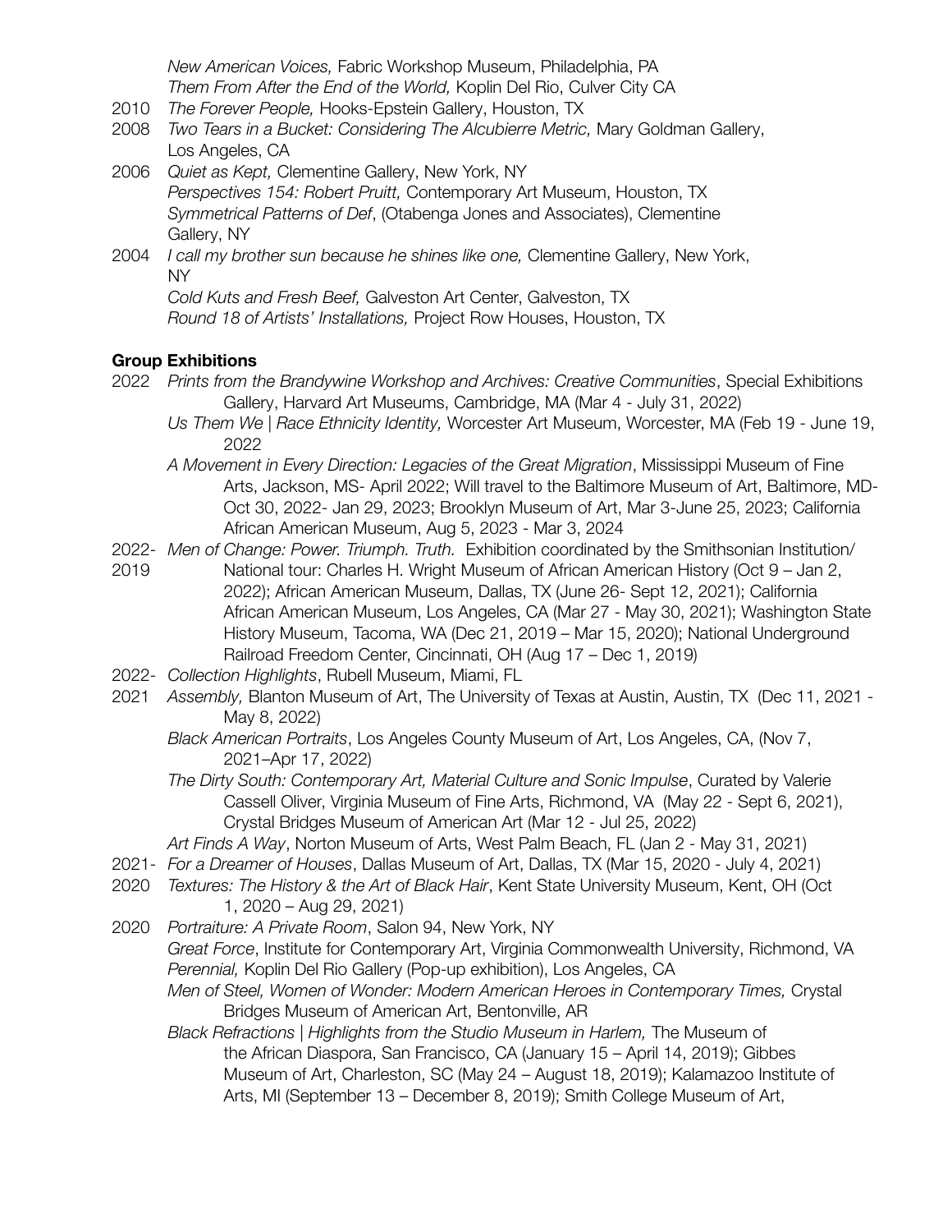*New American Voices,* Fabric Workshop Museum, Philadelphia, PA
*Them From After the End of the World,* Koplin Del Rio, Culver City CA

2010 *The Forever People,* Hooks-Epstein Gallery, Houston, TX

2008 *Two Tears in a Bucket: Considering The Alcubierre Metric,* Mary Goldman Gallery, Los Angeles, CA

2006 *Quiet as Kept,* Clementine Gallery, New York, NY
*Perspectives 154: Robert Pruitt,* Contemporary Art Museum, Houston, TX
*Symmetrical Patterns of Def*, (Otabenga Jones and Associates), Clementine Gallery, NY

2004 *I call my brother sun because he shines like one,* Clementine Gallery, New York, NY
*Cold Kuts and Fresh Beef,* Galveston Art Center, Galveston, TX
*Round 18 of Artists' Installations,* Project Row Houses, Houston, TX

**Group Exhibitions**

2022 *Prints from the Brandywine Workshop and Archives: Creative Communities*, Special Exhibitions Gallery, Harvard Art Museums, Cambridge, MA (Mar 4 - July 31, 2022)
*Us Them We | Race Ethnicity Identity,* Worcester Art Museum, Worcester, MA (Feb 19 - June 19, 2022
*A Movement in Every Direction: Legacies of the Great Migration*, Mississippi Museum of Fine Arts, Jackson, MS- April 2022; Will travel to the Baltimore Museum of Art, Baltimore, MD- Oct 30, 2022- Jan 29, 2023; Brooklyn Museum of Art, Mar 3-June 25, 2023; California African American Museum, Aug 5, 2023 - Mar 3, 2024

2022- 2019 *Men of Change: Power. Triumph. Truth.* Exhibition coordinated by the Smithsonian Institution/ National tour: Charles H. Wright Museum of African American History (Oct 9 – Jan 2, 2022); African American Museum, Dallas, TX (June 26- Sept 12, 2021); California African American Museum, Los Angeles, CA (Mar 27 - May 30, 2021); Washington State History Museum, Tacoma, WA (Dec 21, 2019 – Mar 15, 2020); National Underground Railroad Freedom Center, Cincinnati, OH (Aug 17 – Dec 1, 2019)

2022- *Collection Highlights*, Rubell Museum, Miami, FL

2021 *Assembly,* Blanton Museum of Art, The University of Texas at Austin, Austin, TX (Dec 11, 2021 - May 8, 2022)
*Black American Portraits*, Los Angeles County Museum of Art, Los Angeles, CA, (Nov 7, 2021–Apr 17, 2022)
*The Dirty South: Contemporary Art, Material Culture and Sonic Impulse*, Curated by Valerie Cassell Oliver, Virginia Museum of Fine Arts, Richmond, VA (May 22 - Sept 6, 2021), Crystal Bridges Museum of American Art (Mar 12 - Jul 25, 2022)
*Art Finds A Way*, Norton Museum of Arts, West Palm Beach, FL (Jan 2 - May 31, 2021)

2021- 2020 *For a Dreamer of Houses*, Dallas Museum of Art, Dallas, TX (Mar 15, 2020 - July 4, 2021)
*Textures: The History & the Art of Black Hair*, Kent State University Museum, Kent, OH (Oct 1, 2020 – Aug 29, 2021)

2020 *Portraiture: A Private Room*, Salon 94, New York, NY
*Great Force*, Institute for Contemporary Art, Virginia Commonwealth University, Richmond, VA
*Perennial,* Koplin Del Rio Gallery (Pop-up exhibition), Los Angeles, CA
*Men of Steel, Women of Wonder: Modern American Heroes in Contemporary Times,* Crystal Bridges Museum of American Art, Bentonville, AR
*Black Refractions | Highlights from the Studio Museum in Harlem,* The Museum of the African Diaspora, San Francisco, CA (January 15 – April 14, 2019); Gibbes Museum of Art, Charleston, SC (May 24 – August 18, 2019); Kalamazoo Institute of Arts, MI (September 13 – December 8, 2019); Smith College Museum of Art,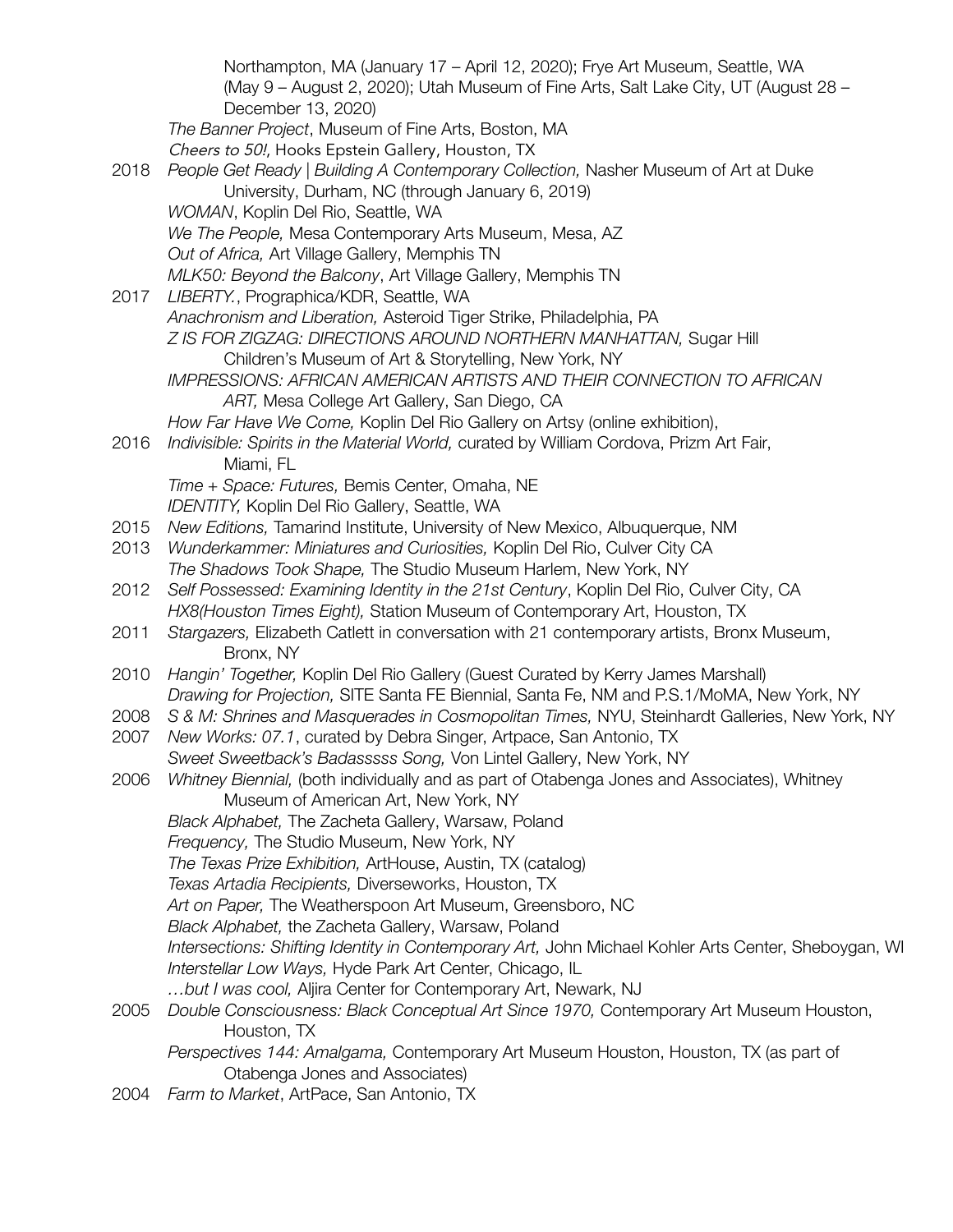Northampton, MA (January 17 – April 12, 2020); Frye Art Museum, Seattle, WA (May 9 – August 2, 2020); Utah Museum of Fine Arts, Salt Lake City, UT (August 28 – December 13, 2020)

*The Banner Project*, Museum of Fine Arts, Boston, MA

*Cheers to 50!,* Hooks Epstein Gallery, Houston, TX

2018 *People Get Ready | Building A Contemporary Collection,* Nasher Museum of Art at Duke University, Durham, NC (through January 6, 2019)

*WOMAN*, Koplin Del Rio, Seattle, WA

*We The People,* Mesa Contemporary Arts Museum, Mesa, AZ

*Out of Africa,* Art Village Gallery, Memphis TN

*MLK50: Beyond the Balcony*, Art Village Gallery, Memphis TN

2017 *LIBERTY.*, Prographica/KDR, Seattle, WA

*Anachronism and Liberation,* Asteroid Tiger Strike, Philadelphia, PA

*Z IS FOR ZIGZAG: DIRECTIONS AROUND NORTHERN MANHATTAN,* Sugar Hill Children's Museum of Art & Storytelling, New York, NY

*IMPRESSIONS: AFRICAN AMERICAN ARTISTS AND THEIR CONNECTION TO AFRICAN ART,* Mesa College Art Gallery, San Diego, CA

*How Far Have We Come,* Koplin Del Rio Gallery on Artsy (online exhibition),

2016 *Indivisible: Spirits in the Material World,* curated by William Cordova, Prizm Art Fair, Miami, FL

*Time + Space: Futures,* Bemis Center, Omaha, NE

*IDENTITY,* Koplin Del Rio Gallery, Seattle, WA

2015 *New Editions,* Tamarind Institute, University of New Mexico, Albuquerque, NM

2013 *Wunderkammer: Miniatures and Curiosities,* Koplin Del Rio, Culver City CA

*The Shadows Took Shape,* The Studio Museum Harlem, New York, NY

2012 *Self Possessed: Examining Identity in the 21st Century*, Koplin Del Rio, Culver City, CA

*HX8(Houston Times Eight),* Station Museum of Contemporary Art, Houston, TX

2011 *Stargazers,* Elizabeth Catlett in conversation with 21 contemporary artists, Bronx Museum, Bronx, NY

2010 *Hangin' Together,* Koplin Del Rio Gallery (Guest Curated by Kerry James Marshall)

*Drawing for Projection,* SITE Santa FE Biennial, Santa Fe, NM and P.S.1/MoMA, New York, NY

2008 *S & M: Shrines and Masquerades in Cosmopolitan Times,* NYU, Steinhardt Galleries, New York, NY

2007 *New Works: 07.1*, curated by Debra Singer, Artpace, San Antonio, TX

*Sweet Sweetback's Badasssss Song,* Von Lintel Gallery, New York, NY

2006 *Whitney Biennial,* (both individually and as part of Otabenga Jones and Associates), Whitney Museum of American Art, New York, NY

*Black Alphabet,* The Zacheta Gallery, Warsaw, Poland

*Frequency,* The Studio Museum, New York, NY

*The Texas Prize Exhibition,* ArtHouse, Austin, TX (catalog)

*Texas Artadia Recipients,* Diverseworks, Houston, TX

*Art on Paper,* The Weatherspoon Art Museum, Greensboro, NC

*Black Alphabet,* the Zacheta Gallery, Warsaw, Poland

*Intersections: Shifting Identity in Contemporary Art,* John Michael Kohler Arts Center, Sheboygan, WI

*Interstellar Low Ways,* Hyde Park Art Center, Chicago, IL

*…but I was cool,* Aljira Center for Contemporary Art, Newark, NJ

2005 *Double Consciousness: Black Conceptual Art Since 1970,* Contemporary Art Museum Houston, Houston, TX

*Perspectives 144: Amalgama,* Contemporary Art Museum Houston, Houston, TX (as part of Otabenga Jones and Associates)

2004 *Farm to Market*, ArtPace, San Antonio, TX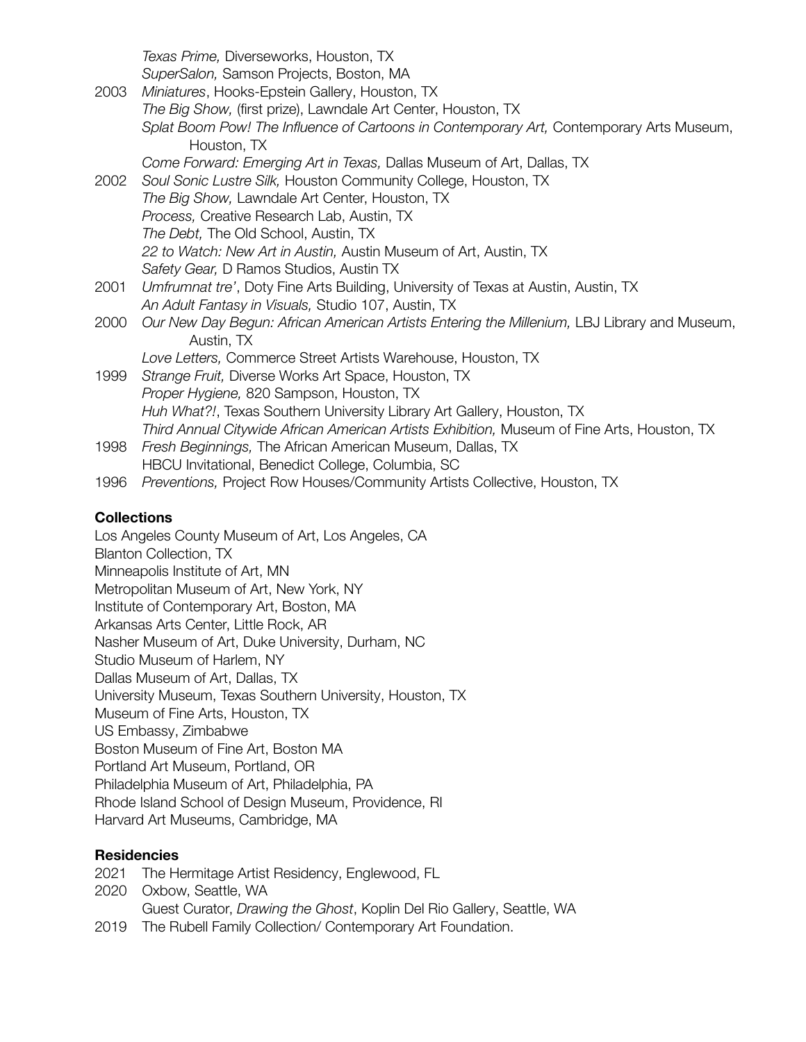*Texas Prime,* Diverseworks, Houston, TX
*SuperSalon,* Samson Projects, Boston, MA

2003 *Miniatures*, Hooks-Epstein Gallery, Houston, TX
*The Big Show,* (first prize), Lawndale Art Center, Houston, TX
*Splat Boom Pow! The Influence of Cartoons in Contemporary Art,* Contemporary Arts Museum, Houston, TX
*Come Forward: Emerging Art in Texas,* Dallas Museum of Art, Dallas, TX

2002 *Soul Sonic Lustre Silk,* Houston Community College, Houston, TX
*The Big Show,* Lawndale Art Center, Houston, TX
*Process,* Creative Research Lab, Austin, TX
*The Debt,* The Old School, Austin, TX
*22 to Watch: New Art in Austin,* Austin Museum of Art, Austin, TX
*Safety Gear,* D Ramos Studios, Austin TX

2001 *Umfrumnat tre'*, Doty Fine Arts Building, University of Texas at Austin, Austin, TX
*An Adult Fantasy in Visuals,* Studio 107, Austin, TX

2000 *Our New Day Begun: African American Artists Entering the Millenium,* LBJ Library and Museum, Austin, TX
*Love Letters,* Commerce Street Artists Warehouse, Houston, TX

1999 *Strange Fruit,* Diverse Works Art Space, Houston, TX
*Proper Hygiene,* 820 Sampson, Houston, TX
*Huh What?!*, Texas Southern University Library Art Gallery, Houston, TX
*Third Annual Citywide African American Artists Exhibition,* Museum of Fine Arts, Houston, TX

1998 *Fresh Beginnings,* The African American Museum, Dallas, TX
HBCU Invitational, Benedict College, Columbia, SC

1996 *Preventions,* Project Row Houses/Community Artists Collective, Houston, TX

**Collections**

Los Angeles County Museum of Art, Los Angeles, CA
Blanton Collection, TX
Minneapolis Institute of Art, MN
Metropolitan Museum of Art, New York, NY
Institute of Contemporary Art, Boston, MA
Arkansas Arts Center, Little Rock, AR
Nasher Museum of Art, Duke University, Durham, NC
Studio Museum of Harlem, NY
Dallas Museum of Art, Dallas, TX
University Museum, Texas Southern University, Houston, TX
Museum of Fine Arts, Houston, TX
US Embassy, Zimbabwe
Boston Museum of Fine Art, Boston MA
Portland Art Museum, Portland, OR
Philadelphia Museum of Art, Philadelphia, PA
Rhode Island School of Design Museum, Providence, RI
Harvard Art Museums, Cambridge, MA

**Residencies**

2021 The Hermitage Artist Residency, Englewood, FL

2020 Oxbow, Seattle, WA
Guest Curator, *Drawing the Ghost*, Koplin Del Rio Gallery, Seattle, WA

2019 The Rubell Family Collection/ Contemporary Art Foundation.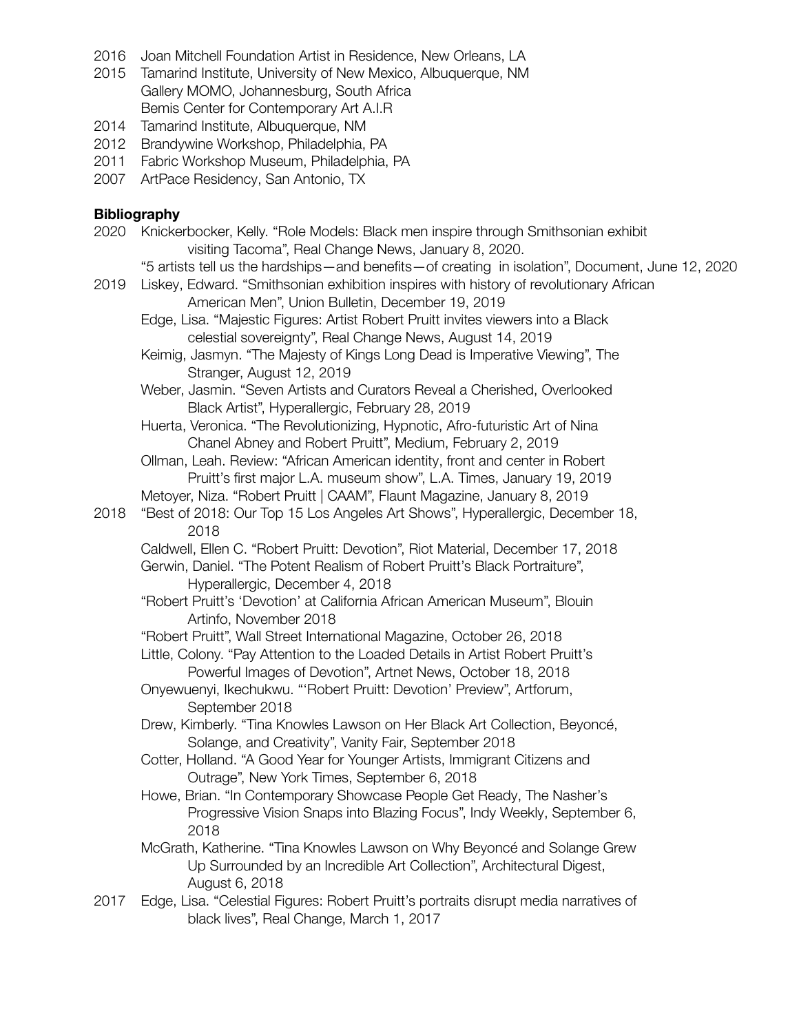2016 Joan Mitchell Foundation Artist in Residence, New Orleans, LA

2015 Tamarind Institute, University of New Mexico, Albuquerque, NM
Gallery MOMO, Johannesburg, South Africa
Bemis Center for Contemporary Art A.I.R

2014 Tamarind Institute, Albuquerque, NM

2012 Brandywine Workshop, Philadelphia, PA

2011 Fabric Workshop Museum, Philadelphia, PA

2007 ArtPace Residency, San Antonio, TX

**Bibliography**

2020 Knickerbocker, Kelly. “Role Models: Black men inspire through Smithsonian exhibit visiting Tacoma”, Real Change News, January 8, 2020.
“5 artists tell us the hardships—and benefits—of creating in isolation”, Document, June 12, 2020

2019 Liskey, Edward. “Smithsonian exhibition inspires with history of revolutionary African American Men”, Union Bulletin, December 19, 2019
Edge, Lisa. “Majestic Figures: Artist Robert Pruitt invites viewers into a Black celestial sovereignty”, Real Change News, August 14, 2019
Keimig, Jasmyn. “The Majesty of Kings Long Dead is Imperative Viewing”, The Stranger, August 12, 2019
Weber, Jasmin. “Seven Artists and Curators Reveal a Cherished, Overlooked Black Artist”, Hyperallergic, February 28, 2019
Huerta, Veronica. “The Revolutionizing, Hypnotic, Afro-futuristic Art of Nina Chanel Abney and Robert Pruitt”, Medium, February 2, 2019
Ollman, Leah. Review: “African American identity, front and center in Robert Pruitt’s first major L.A. museum show”, L.A. Times, January 19, 2019
Metoyer, Niza. “Robert Pruitt | CAAM”, Flaunt Magazine, January 8, 2019

2018 “Best of 2018: Our Top 15 Los Angeles Art Shows”, Hyperallergic, December 18, 2018
Caldwell, Ellen C. “Robert Pruitt: Devotion”, Riot Material, December 17, 2018
Gerwin, Daniel. “The Potent Realism of Robert Pruitt’s Black Portraiture”, Hyperallergic, December 4, 2018
“Robert Pruitt’s ‘Devotion’ at California African American Museum”, Blouin Artinfo, November 2018
“Robert Pruitt”, Wall Street International Magazine, October 26, 2018
Little, Colony. “Pay Attention to the Loaded Details in Artist Robert Pruitt’s Powerful Images of Devotion”, Artnet News, October 18, 2018
Onyewuenyi, Ikechukwu. “‘Robert Pruitt: Devotion’ Preview”, Artforum, September 2018
Drew, Kimberly. “Tina Knowles Lawson on Her Black Art Collection, Beyoncé, Solange, and Creativity”, Vanity Fair, September 2018
Cotter, Holland. “A Good Year for Younger Artists, Immigrant Citizens and Outrage”, New York Times, September 6, 2018
Howe, Brian. “In Contemporary Showcase People Get Ready, The Nasher’s Progressive Vision Snaps into Blazing Focus”, Indy Weekly, September 6, 2018
McGrath, Katherine. “Tina Knowles Lawson on Why Beyoncé and Solange Grew Up Surrounded by an Incredible Art Collection”, Architectural Digest, August 6, 2018

2017 Edge, Lisa. “Celestial Figures: Robert Pruitt’s portraits disrupt media narratives of black lives”, Real Change, March 1, 2017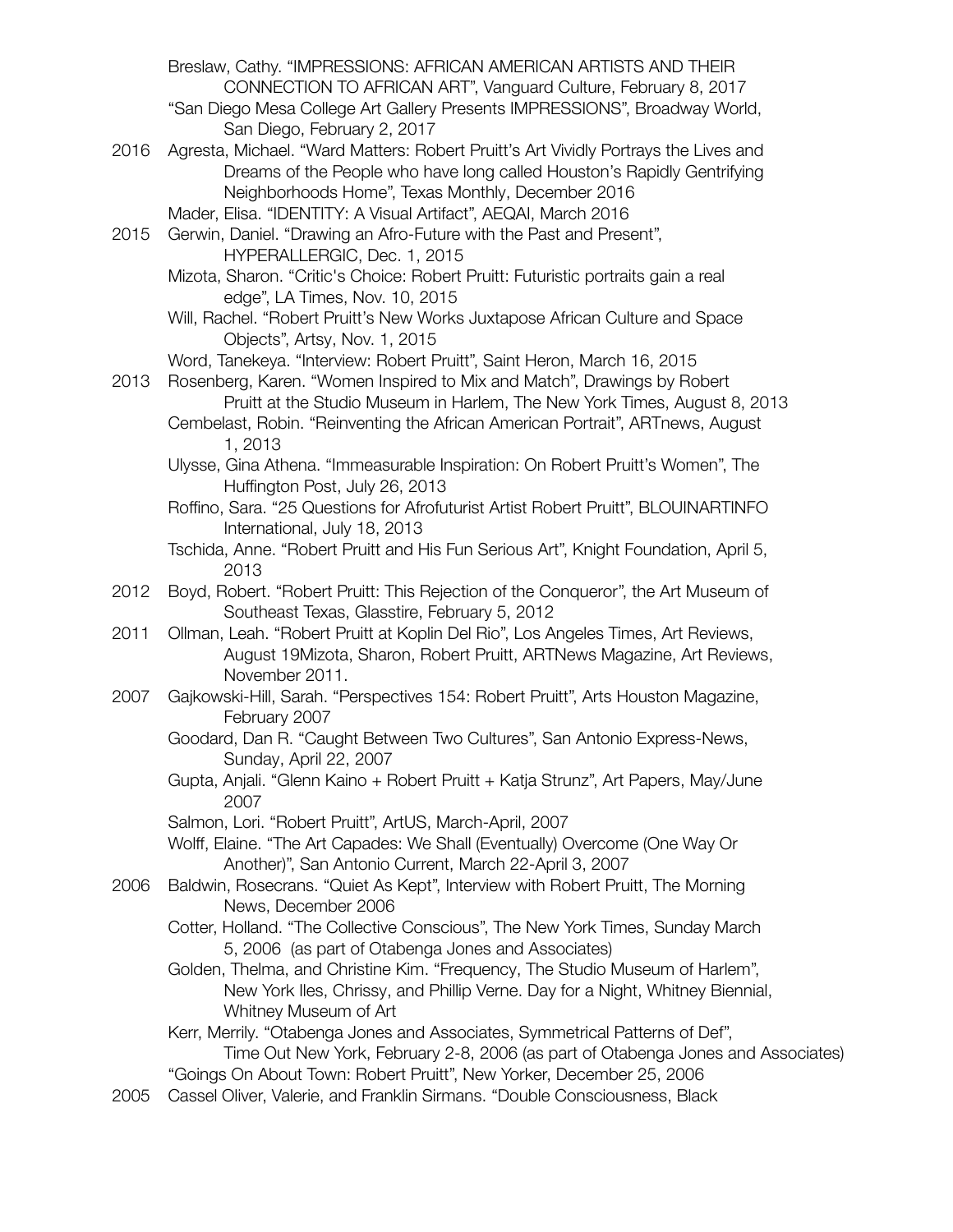Breslaw, Cathy. "IMPRESSIONS: AFRICAN AMERICAN ARTISTS AND THEIR CONNECTION TO AFRICAN ART", Vanguard Culture, February 8, 2017

"San Diego Mesa College Art Gallery Presents IMPRESSIONS", Broadway World, San Diego, February 2, 2017

2016 Agresta, Michael. "Ward Matters: Robert Pruitt's Art Vividly Portrays the Lives and Dreams of the People who have long called Houston's Rapidly Gentrifying Neighborhoods Home", Texas Monthly, December 2016

Mader, Elisa. "IDENTITY: A Visual Artifact", AEQAI, March 2016

2015 Gerwin, Daniel. "Drawing an Afro-Future with the Past and Present", HYPERALLERGIC, Dec. 1, 2015

Mizota, Sharon. "Critic's Choice: Robert Pruitt: Futuristic portraits gain a real edge", LA Times, Nov. 10, 2015

Will, Rachel. "Robert Pruitt's New Works Juxtapose African Culture and Space Objects", Artsy, Nov. 1, 2015

Word, Tanekeya. "Interview: Robert Pruitt", Saint Heron, March 16, 2015

2013 Rosenberg, Karen. "Women Inspired to Mix and Match", Drawings by Robert Pruitt at the Studio Museum in Harlem, The New York Times, August 8, 2013

Cembelast, Robin. "Reinventing the African American Portrait", ARTnews, August 1, 2013

Ulysse, Gina Athena. "Immeasurable Inspiration: On Robert Pruitt's Women", The Huffington Post, July 26, 2013

Roffino, Sara. "25 Questions for Afrofuturist Artist Robert Pruitt", BLOUINARTINFO International, July 18, 2013

Tschida, Anne. "Robert Pruitt and His Fun Serious Art", Knight Foundation, April 5, 2013

2012 Boyd, Robert. "Robert Pruitt: This Rejection of the Conqueror", the Art Museum of Southeast Texas, Glasstire, February 5, 2012

2011 Ollman, Leah. "Robert Pruitt at Koplin Del Rio", Los Angeles Times, Art Reviews, August 19Mizota, Sharon, Robert Pruitt, ARTNews Magazine, Art Reviews, November 2011.

2007 Gajkowski-Hill, Sarah. "Perspectives 154: Robert Pruitt", Arts Houston Magazine, February 2007

Goodard, Dan R. "Caught Between Two Cultures", San Antonio Express-News, Sunday, April 22, 2007

Gupta, Anjali. "Glenn Kaino + Robert Pruitt + Katja Strunz", Art Papers, May/June 2007

Salmon, Lori. "Robert Pruitt", ArtUS, March-April, 2007

Wolff, Elaine. "The Art Capades: We Shall (Eventually) Overcome (One Way Or Another)", San Antonio Current, March 22-April 3, 2007

2006 Baldwin, Rosecrans. "Quiet As Kept", Interview with Robert Pruitt, The Morning News, December 2006

Cotter, Holland. "The Collective Conscious", The New York Times, Sunday March 5, 2006 (as part of Otabenga Jones and Associates)

Golden, Thelma, and Christine Kim. "Frequency, The Studio Museum of Harlem", New York Iles, Chrissy, and Phillip Verne. Day for a Night, Whitney Biennial, Whitney Museum of Art

Kerr, Merrily. "Otabenga Jones and Associates, Symmetrical Patterns of Def", Time Out New York, February 2-8, 2006 (as part of Otabenga Jones and Associates)

"Goings On About Town: Robert Pruitt", New Yorker, December 25, 2006

2005 Cassel Oliver, Valerie, and Franklin Sirmans. "Double Consciousness, Black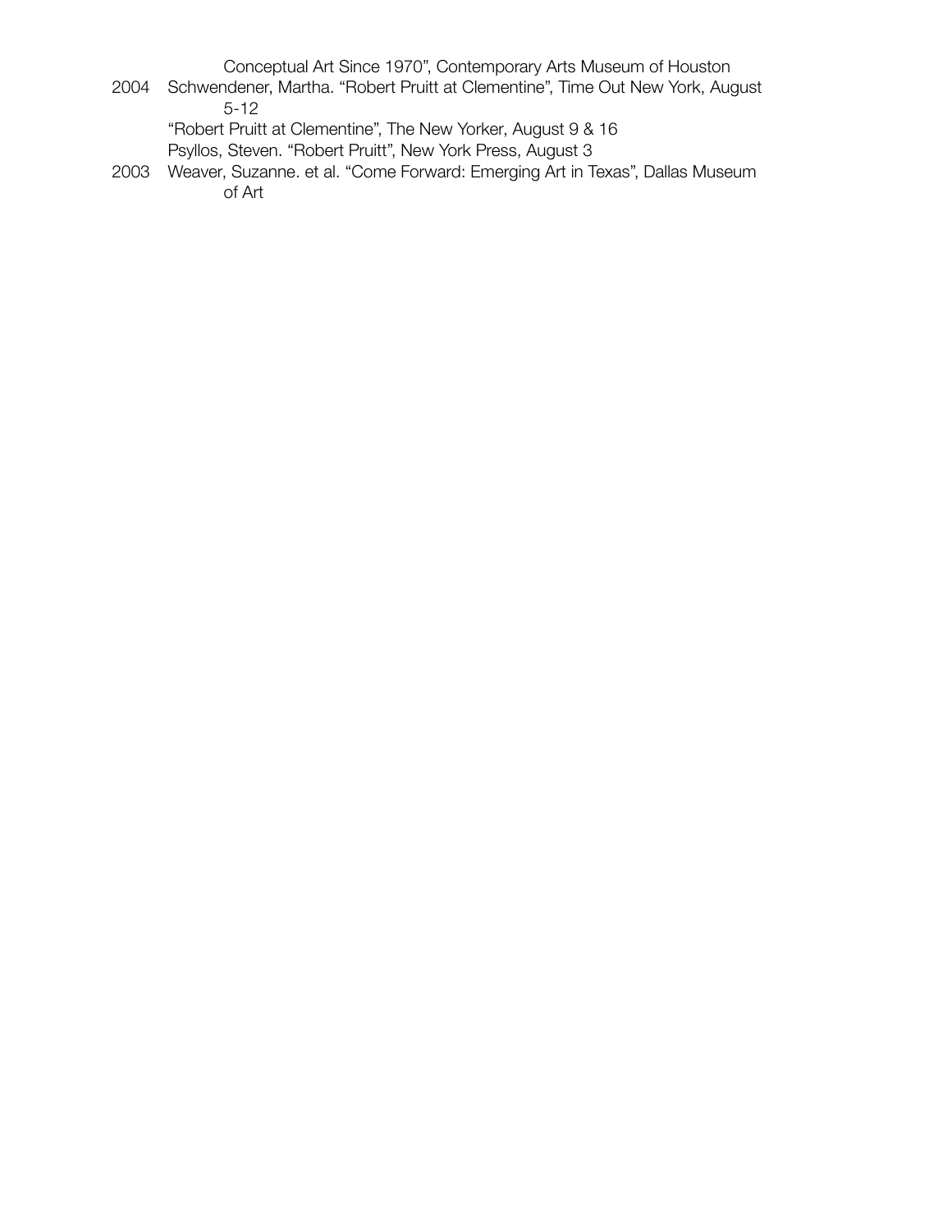Conceptual Art Since 1970", Contemporary Arts Museum of Houston

2004 Schwendener, Martha. "Robert Pruitt at Clementine", Time Out New York, August 5-12

"Robert Pruitt at Clementine", The New Yorker, August 9 & 16

Psyllos, Steven. "Robert Pruitt", New York Press, August 3

2003 Weaver, Suzanne. et al. "Come Forward: Emerging Art in Texas", Dallas Museum of Art